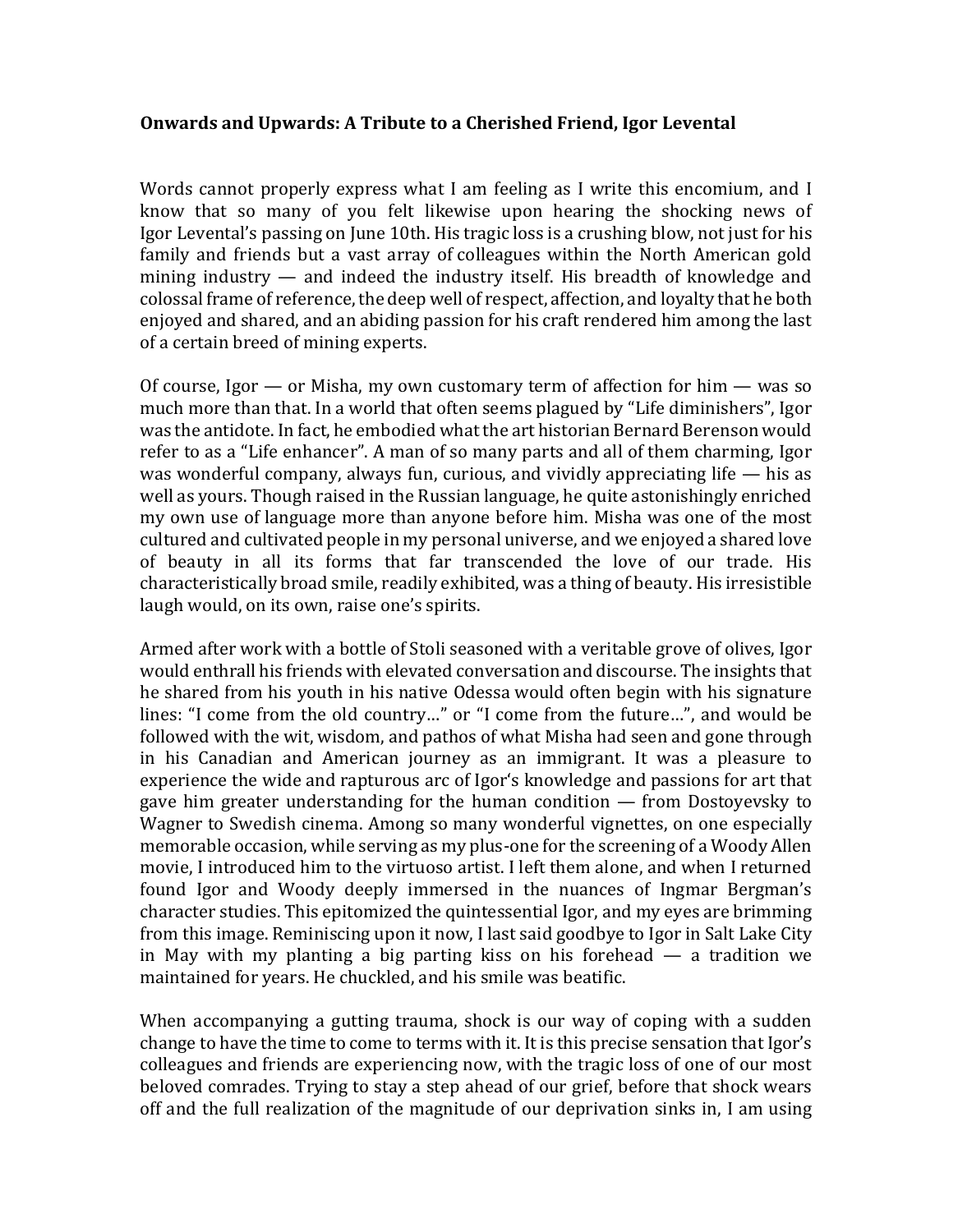**Onwards and Upwards: A Tribute to a Cherished Friend, Igor Levental**

Words cannot properly express what I am feeling as I write this encomium, and I know that so many of you felt likewise upon hearing the shocking news of Igor Levental's passing on June 10th. His tragic loss is a crushing blow, not just for his family and friends but a vast array of colleagues within the North American gold mining industry — and indeed the industry itself. His breadth of knowledge and colossal frame of reference, the deep well of respect, affection, and loyalty that he both enjoyed and shared, and an abiding passion for his craft rendered him among the last of a certain breed of mining experts.

Of course, Igor — or Misha, my own customary term of affection for him — was so much more than that. In a world that often seems plagued by "Life diminishers", Igor was the antidote. In fact, he embodied what the art historian Bernard Berenson would refer to as a "Life enhancer". A man of so many parts and all of them charming, Igor was wonderful company, always fun, curious, and vividly appreciating life — his as well as yours. Though raised in the Russian language, he quite astonishingly enriched my own use of language more than anyone before him. Misha was one of the most cultured and cultivated people in my personal universe, and we enjoyed a shared love of beauty in all its forms that far transcended the love of our trade. His characteristically broad smile, readily exhibited, was a thing of beauty. His irresistible laugh would, on its own, raise one's spirits.

Armed after work with a bottle of Stoli seasoned with a veritable grove of olives, Igor would enthrall his friends with elevated conversation and discourse. The insights that he shared from his youth in his native Odessa would often begin with his signature lines: "I come from the old country…" or "I come from the future…", and would be followed with the wit, wisdom, and pathos of what Misha had seen and gone through in his Canadian and American journey as an immigrant. It was a pleasure to experience the wide and rapturous arc of Igor's knowledge and passions for art that gave him greater understanding for the human condition — from Dostoyevsky to Wagner to Swedish cinema. Among so many wonderful vignettes, on one especially memorable occasion, while serving as my plus-one for the screening of a Woody Allen movie, I introduced him to the virtuoso artist. I left them alone, and when I returned found Igor and Woody deeply immersed in the nuances of Ingmar Bergman's character studies. This epitomized the quintessential Igor, and my eyes are brimming from this image. Reminiscing upon it now, I last said goodbye to Igor in Salt Lake City in May with my planting a big parting kiss on his forehead — a tradition we maintained for years. He chuckled, and his smile was beatific.

When accompanying a gutting trauma, shock is our way of coping with a sudden change to have the time to come to terms with it. It is this precise sensation that Igor's colleagues and friends are experiencing now, with the tragic loss of one of our most beloved comrades. Trying to stay a step ahead of our grief, before that shock wears off and the full realization of the magnitude of our deprivation sinks in, I am using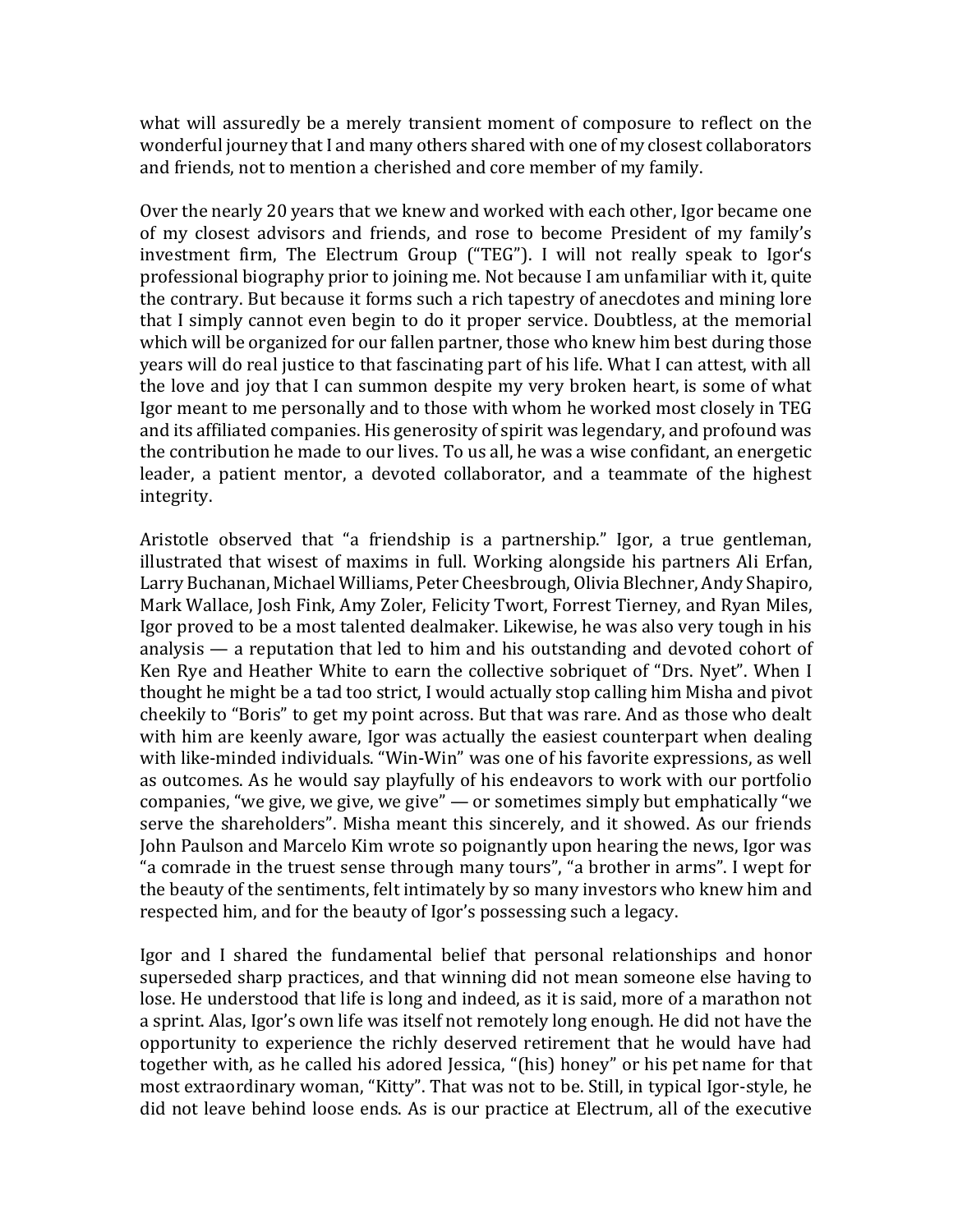what will assuredly be a merely transient moment of composure to reflect on the wonderful journey that I and many others shared with one of my closest collaborators and friends, not to mention a cherished and core member of my family.

Over the nearly 20 years that we knew and worked with each other, Igor became one of my closest advisors and friends, and rose to become President of my family's investment firm, The Electrum Group ("TEG"). I will not really speak to Igor's professional biography prior to joining me. Not because I am unfamiliar with it, quite the contrary. But because it forms such a rich tapestry of anecdotes and mining lore that I simply cannot even begin to do it proper service. Doubtless, at the memorial which will be organized for our fallen partner, those who knew him best during those years will do real justice to that fascinating part of his life. What I can attest, with all the love and joy that I can summon despite my very broken heart, is some of what Igor meant to me personally and to those with whom he worked most closely in TEG and its affiliated companies. His generosity of spirit was legendary, and profound was the contribution he made to our lives. To us all, he was a wise confidant, an energetic leader, a patient mentor, a devoted collaborator, and a teammate of the highest integrity.

Aristotle observed that "a friendship is a partnership." Igor, a true gentleman, illustrated that wisest of maxims in full. Working alongside his partners Ali Erfan, Larry Buchanan, Michael Williams, Peter Cheesbrough, Olivia Blechner, Andy Shapiro, Mark Wallace, Josh Fink, Amy Zoler, Felicity Twort, Forrest Tierney, and Ryan Miles, Igor proved to be a most talented dealmaker. Likewise, he was also very tough in his analysis — a reputation that led to him and his outstanding and devoted cohort of Ken Rye and Heather White to earn the collective sobriquet of "Drs. Nyet". When I thought he might be a tad too strict, I would actually stop calling him Misha and pivot cheekily to "Boris" to get my point across. But that was rare. And as those who dealt with him are keenly aware, Igor was actually the easiest counterpart when dealing with like-minded individuals. "Win-Win" was one of his favorite expressions, as well as outcomes. As he would say playfully of his endeavors to work with our portfolio companies, "we give, we give, we give" — or sometimes simply but emphatically "we serve the shareholders". Misha meant this sincerely, and it showed. As our friends John Paulson and Marcelo Kim wrote so poignantly upon hearing the news, Igor was "a comrade in the truest sense through many tours", "a brother in arms". I wept for the beauty of the sentiments, felt intimately by so many investors who knew him and respected him, and for the beauty of Igor's possessing such a legacy.

Igor and I shared the fundamental belief that personal relationships and honor superseded sharp practices, and that winning did not mean someone else having to lose. He understood that life is long and indeed, as it is said, more of a marathon not a sprint. Alas, Igor's own life was itself not remotely long enough. He did not have the opportunity to experience the richly deserved retirement that he would have had together with, as he called his adored Jessica, "(his) honey" or his pet name for that most extraordinary woman, "Kitty". That was not to be. Still, in typical Igor-style, he did not leave behind loose ends. As is our practice at Electrum, all of the executive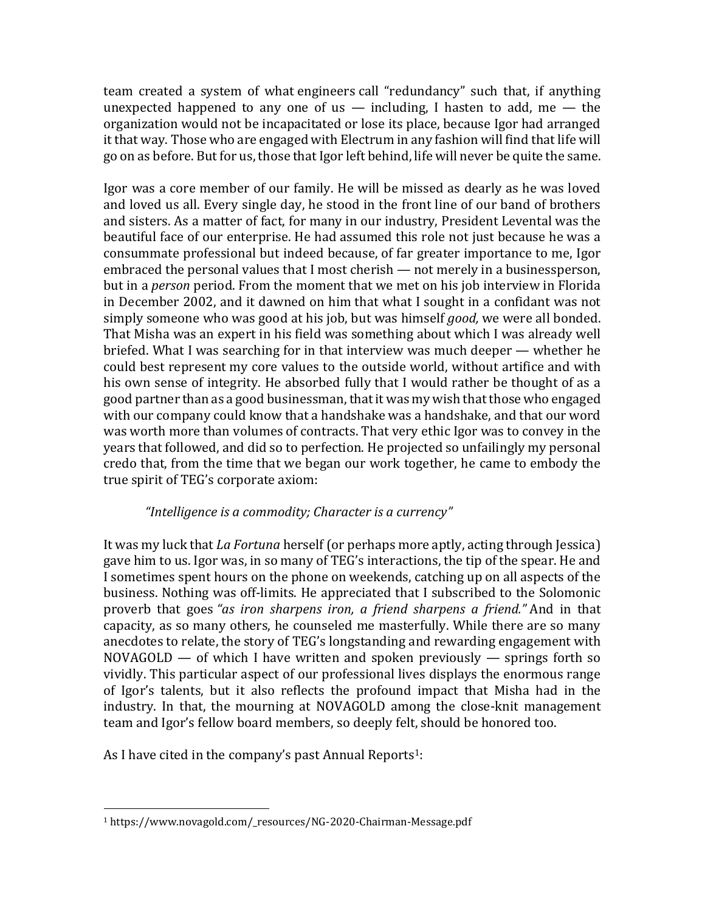team created a system of what engineers call "redundancy" such that, if anything unexpected happened to any one of us — including, I hasten to add, me — the organization would not be incapacitated or lose its place, because Igor had arranged it that way. Those who are engaged with Electrum in any fashion will find that life will go on as before. But for us, those that Igor left behind, life will never be quite the same.

Igor was a core member of our family. He will be missed as dearly as he was loved and loved us all. Every single day, he stood in the front line of our band of brothers and sisters. As a matter of fact, for many in our industry, President Levental was the beautiful face of our enterprise. He had assumed this role not just because he was a consummate professional but indeed because, of far greater importance to me, Igor embraced the personal values that I most cherish — not merely in a businessperson, but in a *person* period. From the moment that we met on his job interview in Florida in December 2002, and it dawned on him that what I sought in a confidant was not simply someone who was good at his job, but was himself *good,* we were all bonded. That Misha was an expert in his field was something about which I was already well briefed. What I was searching for in that interview was much deeper — whether he could best represent my core values to the outside world, without artifice and with his own sense of integrity. He absorbed fully that I would rather be thought of as a good partner than as a good businessman, that it was my wish that those who engaged with our company could know that a handshake was a handshake, and that our word was worth more than volumes of contracts. That very ethic Igor was to convey in the years that followed, and did so to perfection. He projected so unfailingly my personal credo that, from the time that we began our work together, he came to embody the true spirit of TEG's corporate axiom:

> *"Intelligence is a commodity; Character is a currency"*

It was my luck that *La Fortuna* herself (or perhaps more aptly, acting through Jessica) gave him to us. Igor was, in so many of TEG's interactions, the tip of the spear. He and I sometimes spent hours on the phone on weekends, catching up on all aspects of the business. Nothing was off-limits. He appreciated that I subscribed to the Solomonic proverb that goes *"as iron sharpens iron, a friend sharpens a friend."* And in that capacity, as so many others, he counseled me masterfully. While there are so many anecdotes to relate, the story of TEG's longstanding and rewarding engagement with NOVAGOLD — of which I have written and spoken previously — springs forth so vividly. This particular aspect of our professional lives displays the enormous range of Igor's talents, but it also reflects the profound impact that Misha had in the industry. In that, the mourning at NOVAGOLD among the close-knit management team and Igor's fellow board members, so deeply felt, should be honored too.

As I have cited in the company's past Annual Reports[1]:

---

[1] https://www.novagold.com/_resources/NG-2020-Chairman-Message.pdf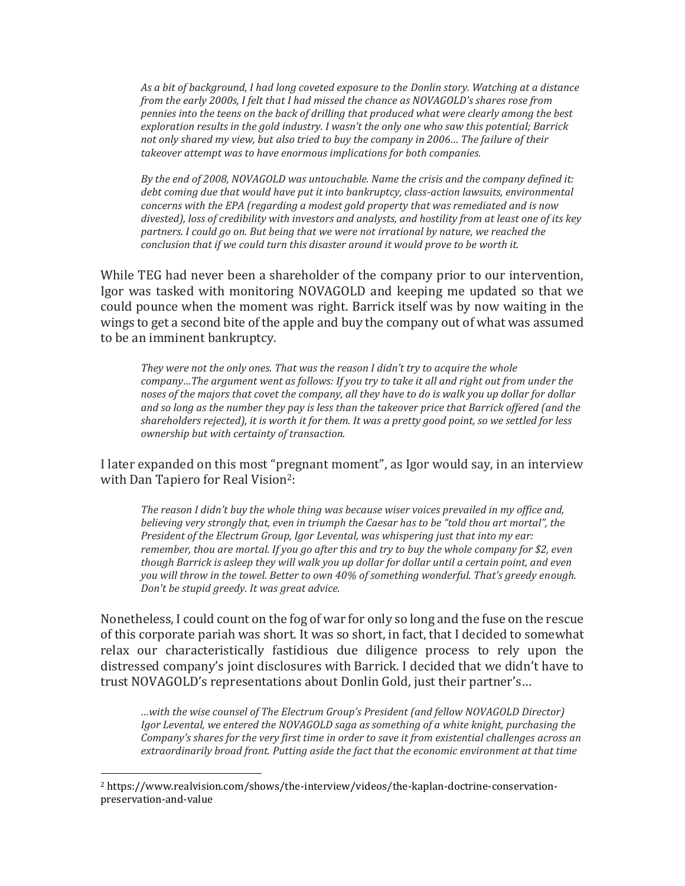*As a bit of background, I had long coveted exposure to the Donlin story. Watching at a distance from the early 2000s, I felt that I had missed the chance as NOVAGOLD's shares rose from pennies into the teens on the back of drilling that produced what were clearly among the best exploration results in the gold industry. I wasn't the only one who saw this potential; Barrick not only shared my view, but also tried to buy the company in 2006… The failure of their takeover attempt was to have enormous implications for both companies.*

*By the end of 2008, NOVAGOLD was untouchable. Name the crisis and the company defined it: debt coming due that would have put it into bankruptcy, class-action lawsuits, environmental concerns with the EPA (regarding a modest gold property that was remediated and is now divested), loss of credibility with investors and analysts, and hostility from at least one of its key partners. I could go on. But being that we were not irrational by nature, we reached the conclusion that if we could turn this disaster around it would prove to be worth it.*

While TEG had never been a shareholder of the company prior to our intervention, Igor was tasked with monitoring NOVAGOLD and keeping me updated so that we could pounce when the moment was right. Barrick itself was by now waiting in the wings to get a second bite of the apple and buy the company out of what was assumed to be an imminent bankruptcy.

*They were not the only ones. That was the reason I didn't try to acquire the whole company…The argument went as follows: If you try to take it all and right out from under the noses of the majors that covet the company, all they have to do is walk you up dollar for dollar and so long as the number they pay is less than the takeover price that Barrick offered (and the shareholders rejected), it is worth it for them. It was a pretty good point, so we settled for less ownership but with certainty of transaction.*

I later expanded on this most "pregnant moment", as Igor would say, in an interview with Dan Tapiero for Real Vision[2]:

*The reason I didn't buy the whole thing was because wiser voices prevailed in my office and, believing very strongly that, even in triumph the Caesar has to be "told thou art mortal", the President of the Electrum Group, Igor Levental, was whispering just that into my ear: remember, thou are mortal. If you go after this and try to buy the whole company for $2, even though Barrick is asleep they will walk you up dollar for dollar until a certain point, and even you will throw in the towel. Better to own 40% of something wonderful. That's greedy enough. Don't be stupid greedy. It was great advice.*

Nonetheless, I could count on the fog of war for only so long and the fuse on the rescue of this corporate pariah was short. It was so short, in fact, that I decided to somewhat relax our characteristically fastidious due diligence process to rely upon the distressed company's joint disclosures with Barrick. I decided that we didn't have to trust NOVAGOLD's representations about Donlin Gold, just their partner's…

*…with the wise counsel of The Electrum Group's President (and fellow NOVAGOLD Director) Igor Levental, we entered the NOVAGOLD saga as something of a white knight, purchasing the Company's shares for the very first time in order to save it from existential challenges across an extraordinarily broad front. Putting aside the fact that the economic environment at that time*

---

[2] https://www.realvision.com/shows/the-interview/videos/the-kaplan-doctrine-conservation-preservation-and-value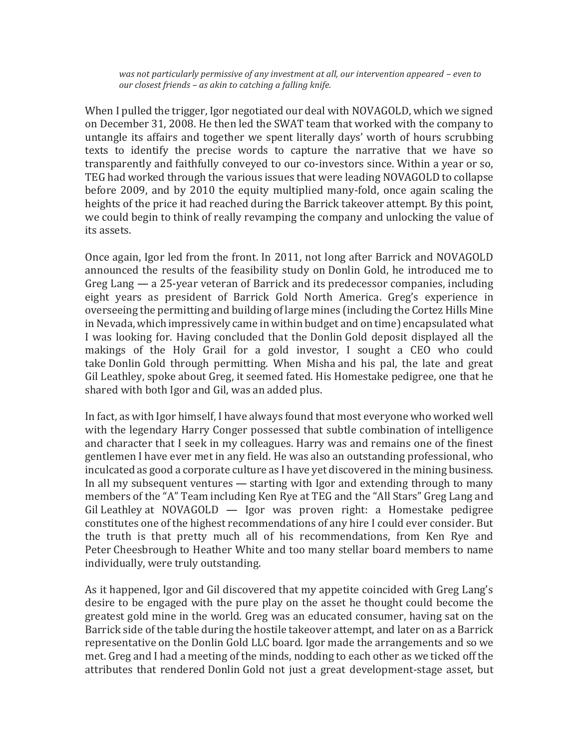*was not particularly permissive of any investment at all, our intervention appeared – even to our closest friends – as akin to catching a falling knife.*

When I pulled the trigger, Igor negotiated our deal with NOVAGOLD, which we signed on December 31, 2008. He then led the SWAT team that worked with the company to untangle its affairs and together we spent literally days' worth of hours scrubbing texts to identify the precise words to capture the narrative that we have so transparently and faithfully conveyed to our co-investors since. Within a year or so, TEG had worked through the various issues that were leading NOVAGOLD to collapse before 2009, and by 2010 the equity multiplied many-fold, once again scaling the heights of the price it had reached during the Barrick takeover attempt. By this point, we could begin to think of really revamping the company and unlocking the value of its assets.

Once again, Igor led from the front. In 2011, not long after Barrick and NOVAGOLD announced the results of the feasibility study on Donlin Gold, he introduced me to Greg Lang — a 25-year veteran of Barrick and its predecessor companies, including eight years as president of Barrick Gold North America. Greg's experience in overseeing the permitting and building of large mines (including the Cortez Hills Mine in Nevada, which impressively came in within budget and on time) encapsulated what I was looking for. Having concluded that the Donlin Gold deposit displayed all the makings of the Holy Grail for a gold investor, I sought a CEO who could take Donlin Gold through permitting. When Misha and his pal, the late and great Gil Leathley, spoke about Greg, it seemed fated. His Homestake pedigree, one that he shared with both Igor and Gil, was an added plus.

In fact, as with Igor himself, I have always found that most everyone who worked well with the legendary Harry Conger possessed that subtle combination of intelligence and character that I seek in my colleagues. Harry was and remains one of the finest gentlemen I have ever met in any field. He was also an outstanding professional, who inculcated as good a corporate culture as I have yet discovered in the mining business. In all my subsequent ventures — starting with Igor and extending through to many members of the "A" Team including Ken Rye at TEG and the "All Stars" Greg Lang and Gil Leathley at NOVAGOLD — Igor was proven right: a Homestake pedigree constitutes one of the highest recommendations of any hire I could ever consider. But the truth is that pretty much all of his recommendations, from Ken Rye and Peter Cheesbrough to Heather White and too many stellar board members to name individually, were truly outstanding.

As it happened, Igor and Gil discovered that my appetite coincided with Greg Lang's desire to be engaged with the pure play on the asset he thought could become the greatest gold mine in the world. Greg was an educated consumer, having sat on the Barrick side of the table during the hostile takeover attempt, and later on as a Barrick representative on the Donlin Gold LLC board. Igor made the arrangements and so we met. Greg and I had a meeting of the minds, nodding to each other as we ticked off the attributes that rendered Donlin Gold not just a great development-stage asset, but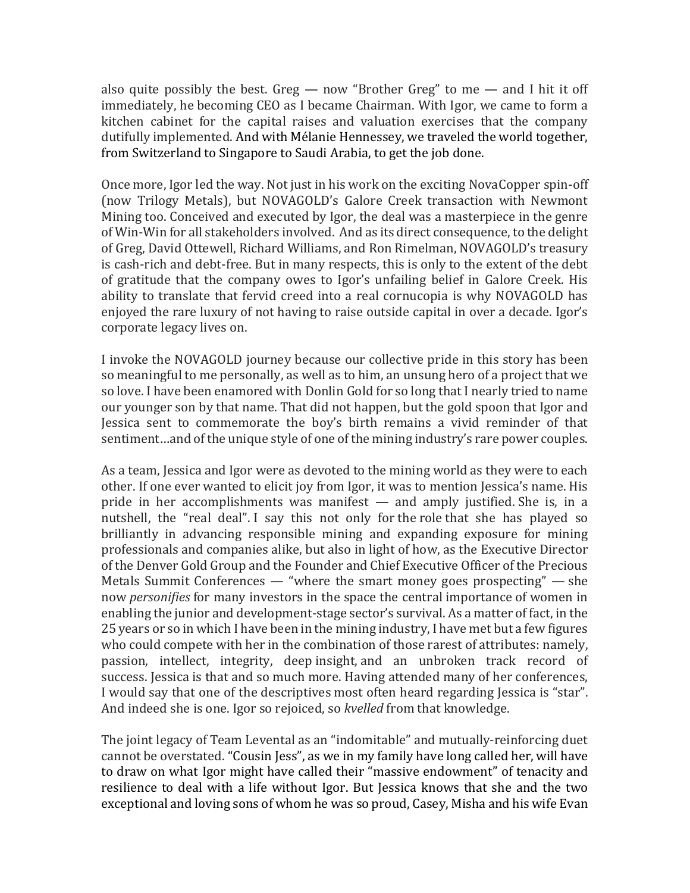also quite possibly the best. Greg — now "Brother Greg" to me — and I hit it off immediately, he becoming CEO as I became Chairman. With Igor, we came to form a kitchen cabinet for the capital raises and valuation exercises that the company dutifully implemented. And with Mélanie Hennessey, we traveled the world together, from Switzerland to Singapore to Saudi Arabia, to get the job done.

Once more, Igor led the way. Not just in his work on the exciting NovaCopper spin-off (now Trilogy Metals), but NOVAGOLD's Galore Creek transaction with Newmont Mining too. Conceived and executed by Igor, the deal was a masterpiece in the genre of Win-Win for all stakeholders involved. And as its direct consequence, to the delight of Greg, David Ottewell, Richard Williams, and Ron Rimelman, NOVAGOLD's treasury is cash-rich and debt-free. But in many respects, this is only to the extent of the debt of gratitude that the company owes to Igor's unfailing belief in Galore Creek. His ability to translate that fervid creed into a real cornucopia is why NOVAGOLD has enjoyed the rare luxury of not having to raise outside capital in over a decade. Igor's corporate legacy lives on.

I invoke the NOVAGOLD journey because our collective pride in this story has been so meaningful to me personally, as well as to him, an unsung hero of a project that we so love. I have been enamored with Donlin Gold for so long that I nearly tried to name our younger son by that name. That did not happen, but the gold spoon that Igor and Jessica sent to commemorate the boy's birth remains a vivid reminder of that sentiment…and of the unique style of one of the mining industry's rare power couples.

As a team, Jessica and Igor were as devoted to the mining world as they were to each other. If one ever wanted to elicit joy from Igor, it was to mention Jessica's name. His pride in her accomplishments was manifest — and amply justified. She is, in a nutshell, the "real deal". I say this not only for the role that she has played so brilliantly in advancing responsible mining and expanding exposure for mining professionals and companies alike, but also in light of how, as the Executive Director of the Denver Gold Group and the Founder and Chief Executive Officer of the Precious Metals Summit Conferences — "where the smart money goes prospecting" — she now *personifies* for many investors in the space the central importance of women in enabling the junior and development-stage sector's survival. As a matter of fact, in the 25 years or so in which I have been in the mining industry, I have met but a few figures who could compete with her in the combination of those rarest of attributes: namely, passion, intellect, integrity, deep insight, and an unbroken track record of success. Jessica is that and so much more. Having attended many of her conferences, I would say that one of the descriptives most often heard regarding Jessica is "star". And indeed she is one. Igor so rejoiced, so *kvelled* from that knowledge.

The joint legacy of Team Levental as an "indomitable" and mutually-reinforcing duet cannot be overstated. "Cousin Jess", as we in my family have long called her, will have to draw on what Igor might have called their "massive endowment" of tenacity and resilience to deal with a life without Igor. But Jessica knows that she and the two exceptional and loving sons of whom he was so proud, Casey, Misha and his wife Evan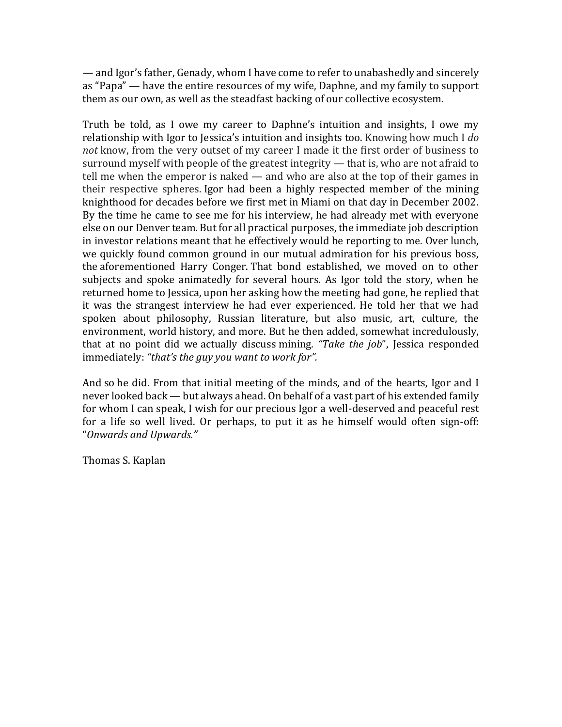— and Igor's father, Genady, whom I have come to refer to unabashedly and sincerely as "Papa" — have the entire resources of my wife, Daphne, and my family to support them as our own, as well as the steadfast backing of our collective ecosystem.

Truth be told, as I owe my career to Daphne's intuition and insights, I owe my relationship with Igor to Jessica's intuition and insights too. Knowing how much I *do not* know, from the very outset of my career I made it the first order of business to surround myself with people of the greatest integrity — that is, who are not afraid to tell me when the emperor is naked — and who are also at the top of their games in their respective spheres. Igor had been a highly respected member of the mining knighthood for decades before we first met in Miami on that day in December 2002. By the time he came to see me for his interview, he had already met with everyone else on our Denver team. But for all practical purposes, the immediate job description in investor relations meant that he effectively would be reporting to me. Over lunch, we quickly found common ground in our mutual admiration for his previous boss, the aforementioned Harry Conger. That bond established, we moved on to other subjects and spoke animatedly for several hours. As Igor told the story, when he returned home to Jessica, upon her asking how the meeting had gone, he replied that it was the strangest interview he had ever experienced. He told her that we had spoken about philosophy, Russian literature, but also music, art, culture, the environment, world history, and more. But he then added, somewhat incredulously, that at no point did we actually discuss mining. *"Take the job*", Jessica responded immediately: *"that's the guy you want to work for".*

And so he did. From that initial meeting of the minds, and of the hearts, Igor and I never looked back — but always ahead. On behalf of a vast part of his extended family for whom I can speak, I wish for our precious Igor a well-deserved and peaceful rest for a life so well lived. Or perhaps, to put it as he himself would often sign-off: "*Onwards and Upwards."*

Thomas S. Kaplan